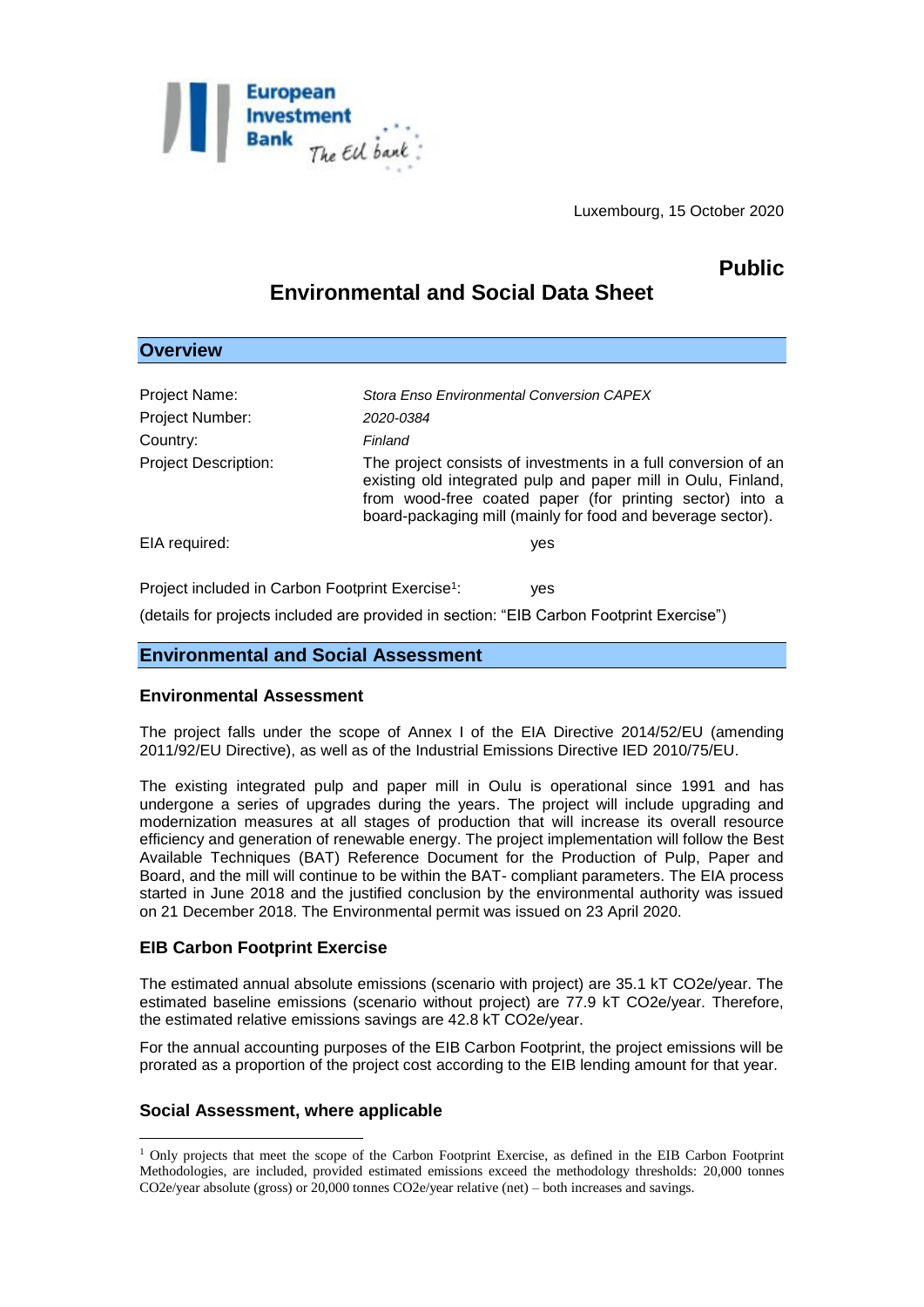Luxembourg, 15 October 2020

**Public**

# Environmental and Social Data Sheet

## Overview

| | |
|---|---|
| Project Name: | *Stora Enso Environmental Conversion CAPEX* |
| Project Number: | *2020-0384* |
| Country: | *Finland* |
| Project Description: | The project consists of investments in a full conversion of an existing old integrated pulp and paper mill in Oulu, Finland, from wood-free coated paper (for printing sector) into a board-packaging mill (mainly for food and beverage sector). |
| EIA required: | yes |
| Project included in Carbon Footprint Exercise[1]: | yes |

(details for projects included are provided in section: "EIB Carbon Footprint Exercise")

## Environmental and Social Assessment

### Environmental Assessment

The project falls under the scope of Annex I of the EIA Directive 2014/52/EU (amending 2011/92/EU Directive), as well as of the Industrial Emissions Directive IED 2010/75/EU.

The existing integrated pulp and paper mill in Oulu is operational since 1991 and has undergone a series of upgrades during the years. The project will include upgrading and modernization measures at all stages of production that will increase its overall resource efficiency and generation of renewable energy. The project implementation will follow the Best Available Techniques (BAT) Reference Document for the Production of Pulp, Paper and Board, and the mill will continue to be within the BAT- compliant parameters. The EIA process started in June 2018 and the justified conclusion by the environmental authority was issued on 21 December 2018. The Environmental permit was issued on 23 April 2020.

### EIB Carbon Footprint Exercise

The estimated annual absolute emissions (scenario with project) are 35.1 kT $CO_2e$/year. The estimated baseline emissions (scenario without project) are 77.9 kT $CO_2e$/year. Therefore, the estimated relative emissions savings are 42.8 kT $CO_2e$/year.

For the annual accounting purposes of the EIB Carbon Footprint, the project emissions will be prorated as a proportion of the project cost according to the EIB lending amount for that year.

### Social Assessment, where applicable

[1] Only projects that meet the scope of the Carbon Footprint Exercise, as defined in the EIB Carbon Footprint Methodologies, are included, provided estimated emissions exceed the methodology thresholds: 20,000 tonnes $CO_2e$/year absolute (gross) or 20,000 tonnes $CO_2e$/year relative (net) – both increases and savings.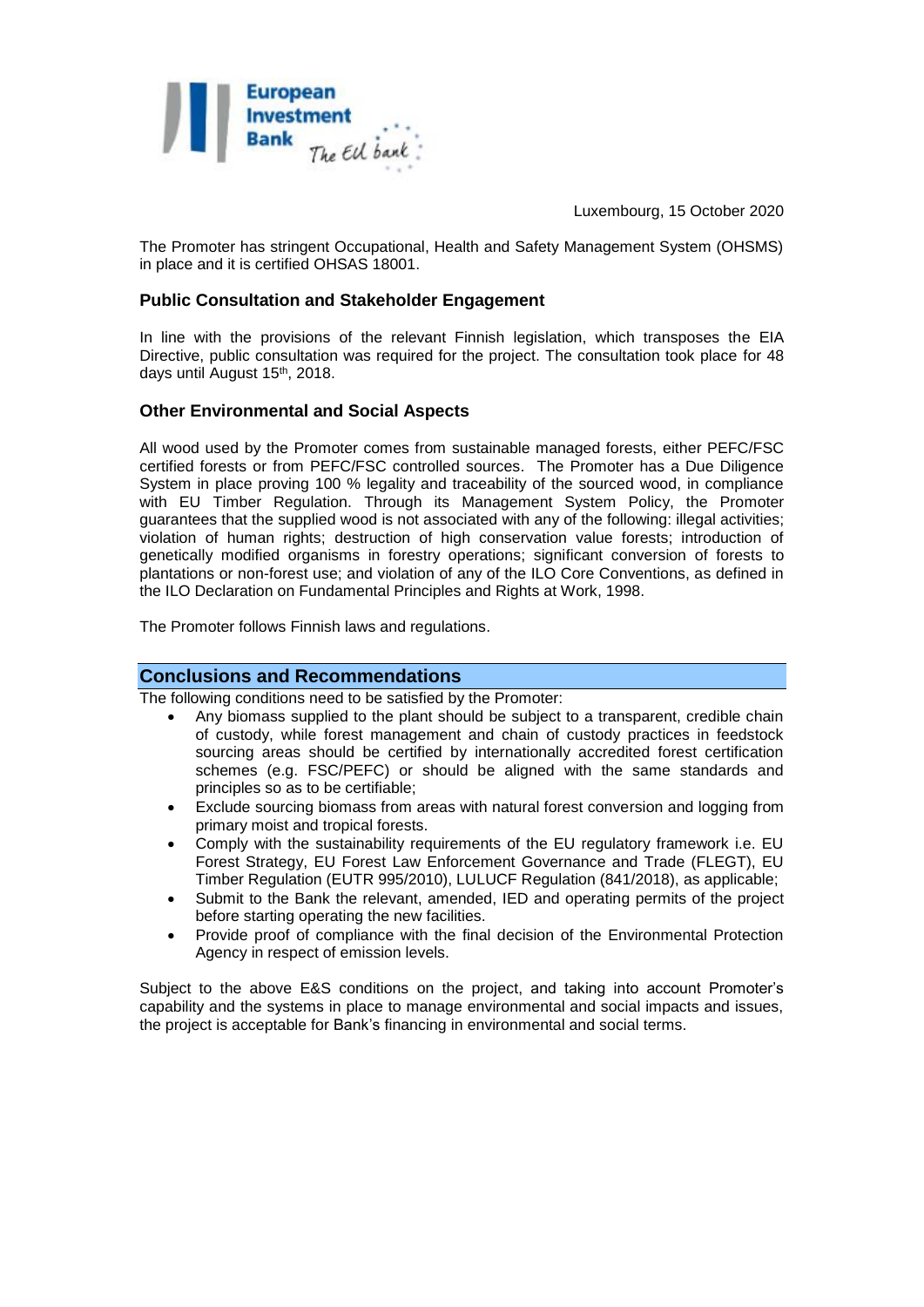Luxembourg, 15 October 2020

The Promoter has stringent Occupational, Health and Safety Management System (OHSMS) in place and it is certified OHSAS 18001.

### Public Consultation and Stakeholder Engagement

In line with the provisions of the relevant Finnish legislation, which transposes the EIA Directive, public consultation was required for the project. The consultation took place for 48 days until August 15th, 2018.

### Other Environmental and Social Aspects

All wood used by the Promoter comes from sustainable managed forests, either PEFC/FSC certified forests or from PEFC/FSC controlled sources. The Promoter has a Due Diligence System in place proving 100 % legality and traceability of the sourced wood, in compliance with EU Timber Regulation. Through its Management System Policy, the Promoter guarantees that the supplied wood is not associated with any of the following: illegal activities; violation of human rights; destruction of high conservation value forests; introduction of genetically modified organisms in forestry operations; significant conversion of forests to plantations or non-forest use; and violation of any of the ILO Core Conventions, as defined in the ILO Declaration on Fundamental Principles and Rights at Work, 1998.

The Promoter follows Finnish laws and regulations.

## Conclusions and Recommendations

The following conditions need to be satisfied by the Promoter:

- Any biomass supplied to the plant should be subject to a transparent, credible chain of custody, while forest management and chain of custody practices in feedstock sourcing areas should be certified by internationally accredited forest certification schemes (e.g. FSC/PEFC) or should be aligned with the same standards and principles so as to be certifiable;
- Exclude sourcing biomass from areas with natural forest conversion and logging from primary moist and tropical forests.
- Comply with the sustainability requirements of the EU regulatory framework i.e. EU Forest Strategy, EU Forest Law Enforcement Governance and Trade (FLEGT), EU Timber Regulation (EUTR 995/2010), LULUCF Regulation (841/2018), as applicable;
- Submit to the Bank the relevant, amended, IED and operating permits of the project before starting operating the new facilities.
- Provide proof of compliance with the final decision of the Environmental Protection Agency in respect of emission levels.

Subject to the above E&S conditions on the project, and taking into account Promoter's capability and the systems in place to manage environmental and social impacts and issues, the project is acceptable for Bank's financing in environmental and social terms.